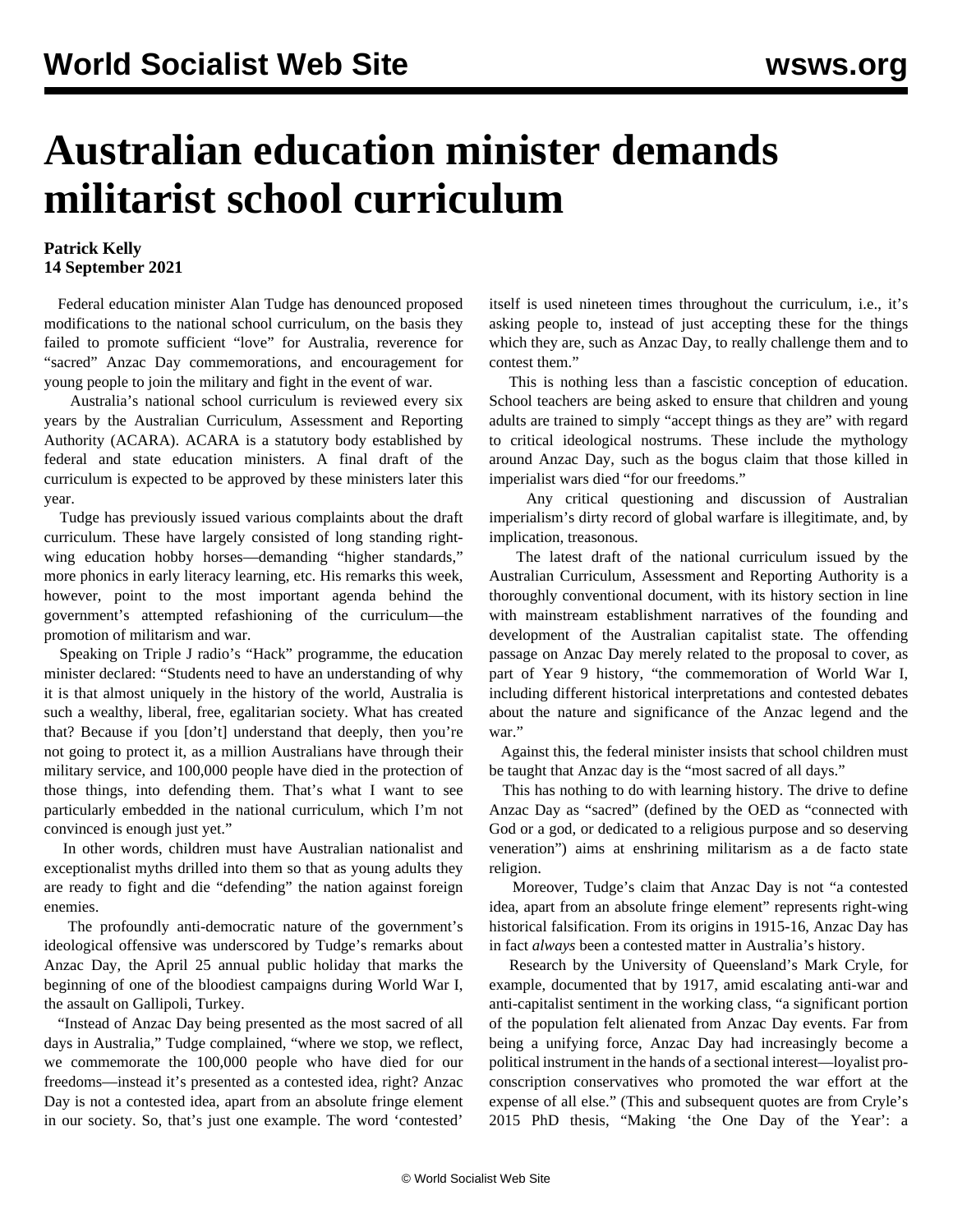# Australian education minister demands militarist school curriculum

**Patrick Kelly**
**14 September 2021**

Federal education minister Alan Tudge has denounced proposed modifications to the national school curriculum, on the basis they failed to promote sufficient "love" for Australia, reverence for "sacred" Anzac Day commemorations, and encouragement for young people to join the military and fight in the event of war.

Australia's national school curriculum is reviewed every six years by the Australian Curriculum, Assessment and Reporting Authority (ACARA). ACARA is a statutory body established by federal and state education ministers. A final draft of the curriculum is expected to be approved by these ministers later this year.

Tudge has previously issued various complaints about the draft curriculum. These have largely consisted of long standing right-wing education hobby horses—demanding "higher standards," more phonics in early literacy learning, etc. His remarks this week, however, point to the most important agenda behind the government's attempted refashioning of the curriculum—the promotion of militarism and war.

Speaking on Triple J radio's "Hack" programme, the education minister declared: "Students need to have an understanding of why it is that almost uniquely in the history of the world, Australia is such a wealthy, liberal, free, egalitarian society. What has created that? Because if you [don't] understand that deeply, then you're not going to protect it, as a million Australians have through their military service, and 100,000 people have died in the protection of those things, into defending them. That's what I want to see particularly embedded in the national curriculum, which I'm not convinced is enough just yet."

In other words, children must have Australian nationalist and exceptionalist myths drilled into them so that as young adults they are ready to fight and die "defending" the nation against foreign enemies.

The profoundly anti-democratic nature of the government's ideological offensive was underscored by Tudge's remarks about Anzac Day, the April 25 annual public holiday that marks the beginning of one of the bloodiest campaigns during World War I, the assault on Gallipoli, Turkey.

"Instead of Anzac Day being presented as the most sacred of all days in Australia," Tudge complained, "where we stop, we reflect, we commemorate the 100,000 people who have died for our freedoms—instead it's presented as a contested idea, right? Anzac Day is not a contested idea, apart from an absolute fringe element in our society. So, that's just one example. The word 'contested' itself is used nineteen times throughout the curriculum, i.e., it's asking people to, instead of just accepting these for the things which they are, such as Anzac Day, to really challenge them and to contest them."

This is nothing less than a fascistic conception of education. School teachers are being asked to ensure that children and young adults are trained to simply "accept things as they are" with regard to critical ideological nostrums. These include the mythology around Anzac Day, such as the bogus claim that those killed in imperialist wars died "for our freedoms."

Any critical questioning and discussion of Australian imperialism's dirty record of global warfare is illegitimate, and, by implication, treasonous.

The latest draft of the national curriculum issued by the Australian Curriculum, Assessment and Reporting Authority is a thoroughly conventional document, with its history section in line with mainstream establishment narratives of the founding and development of the Australian capitalist state. The offending passage on Anzac Day merely related to the proposal to cover, as part of Year 9 history, "the commemoration of World War I, including different historical interpretations and contested debates about the nature and significance of the Anzac legend and the war."

Against this, the federal minister insists that school children must be taught that Anzac day is the "most sacred of all days."

This has nothing to do with learning history. The drive to define Anzac Day as "sacred" (defined by the OED as "connected with God or a god, or dedicated to a religious purpose and so deserving veneration") aims at enshrining militarism as a de facto state religion.

Moreover, Tudge's claim that Anzac Day is not "a contested idea, apart from an absolute fringe element" represents right-wing historical falsification. From its origins in 1915-16, Anzac Day has in fact *always* been a contested matter in Australia's history.

Research by the University of Queensland's Mark Cryle, for example, documented that by 1917, amid escalating anti-war and anti-capitalist sentiment in the working class, "a significant portion of the population felt alienated from Anzac Day events. Far from being a unifying force, Anzac Day had increasingly become a political instrument in the hands of a sectional interest—loyalist pro-conscription conservatives who promoted the war effort at the expense of all else." (This and subsequent quotes are from Cryle's 2015 PhD thesis, "Making 'the One Day of the Year': a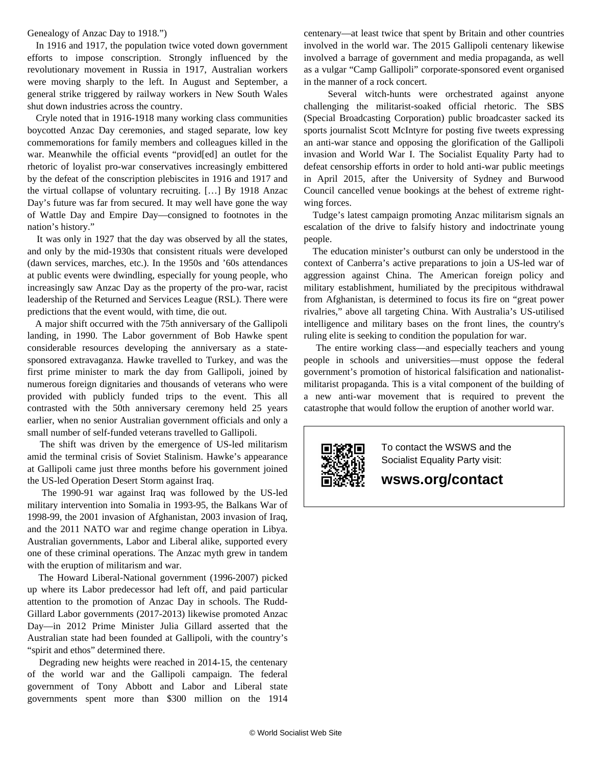Genealogy of Anzac Day to 1918.")

In 1916 and 1917, the population twice voted down government efforts to impose conscription. Strongly influenced by the revolutionary movement in Russia in 1917, Australian workers were moving sharply to the left. In August and September, a general strike triggered by railway workers in New South Wales shut down industries across the country.

Cryle noted that in 1916-1918 many working class communities boycotted Anzac Day ceremonies, and staged separate, low key commemorations for family members and colleagues killed in the war. Meanwhile the official events "provid[ed] an outlet for the rhetoric of loyalist pro-war conservatives increasingly embittered by the defeat of the conscription plebiscites in 1916 and 1917 and the virtual collapse of voluntary recruiting. […] By 1918 Anzac Day's future was far from secured. It may well have gone the way of Wattle Day and Empire Day—consigned to footnotes in the nation's history."

It was only in 1927 that the day was observed by all the states, and only by the mid-1930s that consistent rituals were developed (dawn services, marches, etc.). In the 1950s and '60s attendances at public events were dwindling, especially for young people, who increasingly saw Anzac Day as the property of the pro-war, racist leadership of the Returned and Services League (RSL). There were predictions that the event would, with time, die out.

A major shift occurred with the 75th anniversary of the Gallipoli landing, in 1990. The Labor government of Bob Hawke spent considerable resources developing the anniversary as a state-sponsored extravaganza. Hawke travelled to Turkey, and was the first prime minister to mark the day from Gallipoli, joined by numerous foreign dignitaries and thousands of veterans who were provided with publicly funded trips to the event. This all contrasted with the 50th anniversary ceremony held 25 years earlier, when no senior Australian government officials and only a small number of self-funded veterans travelled to Gallipoli.

The shift was driven by the emergence of US-led militarism amid the terminal crisis of Soviet Stalinism. Hawke's appearance at Gallipoli came just three months before his government joined the US-led Operation Desert Storm against Iraq.

The 1990-91 war against Iraq was followed by the US-led military intervention into Somalia in 1993-95, the Balkans War of 1998-99, the 2001 invasion of Afghanistan, 2003 invasion of Iraq, and the 2011 NATO war and regime change operation in Libya. Australian governments, Labor and Liberal alike, supported every one of these criminal operations. The Anzac myth grew in tandem with the eruption of militarism and war.

The Howard Liberal-National government (1996-2007) picked up where its Labor predecessor had left off, and paid particular attention to the promotion of Anzac Day in schools. The Rudd-Gillard Labor governments (2017-2013) likewise promoted Anzac Day—in 2012 Prime Minister Julia Gillard asserted that the Australian state had been founded at Gallipoli, with the country's "spirit and ethos" determined there.

Degrading new heights were reached in 2014-15, the centenary of the world war and the Gallipoli campaign. The federal government of Tony Abbott and Labor and Liberal state governments spent more than $300 million on the 1914 centenary—at least twice that spent by Britain and other countries involved in the world war. The 2015 Gallipoli centenary likewise involved a barrage of government and media propaganda, as well as a vulgar "Camp Gallipoli" corporate-sponsored event organised in the manner of a rock concert.

Several witch-hunts were orchestrated against anyone challenging the militarist-soaked official rhetoric. The SBS (Special Broadcasting Corporation) public broadcaster sacked its sports journalist Scott McIntyre for posting five tweets expressing an anti-war stance and opposing the glorification of the Gallipoli invasion and World War I. The Socialist Equality Party had to defeat censorship efforts in order to hold anti-war public meetings in April 2015, after the University of Sydney and Burwood Council cancelled venue bookings at the behest of extreme right-wing forces.

Tudge's latest campaign promoting Anzac militarism signals an escalation of the drive to falsify history and indoctrinate young people.

The education minister's outburst can only be understood in the context of Canberra's active preparations to join a US-led war of aggression against China. The American foreign policy and military establishment, humiliated by the precipitous withdrawal from Afghanistan, is determined to focus its fire on "great power rivalries," above all targeting China. With Australia's US-utilised intelligence and military bases on the front lines, the country's ruling elite is seeking to condition the population for war.

The entire working class—and especially teachers and young people in schools and universities—must oppose the federal government's promotion of historical falsification and nationalist-militarist propaganda. This is a vital component of the building of a new anti-war movement that is required to prevent the catastrophe that would follow the eruption of another world war.

To contact the WSWS and the Socialist Equality Party visit:

**wsws.org/contact**